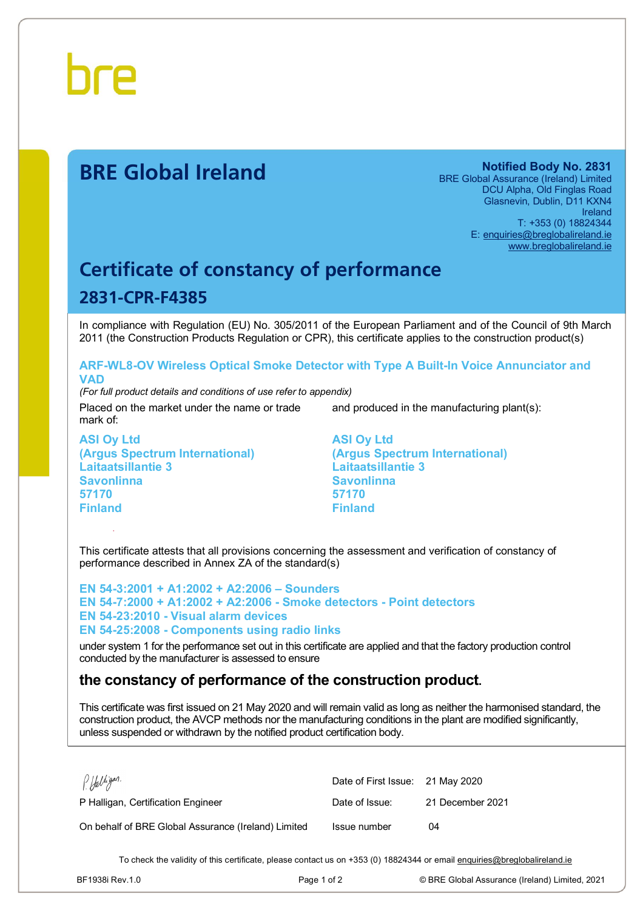bre

# BRE Global Ireland

**Notified Body No. 2831**
BRE Global Assurance (Ireland) Limited
DCU Alpha, Old Finglas Road
Glasnevin, Dublin, D11 KXN4
Ireland
T: +353 (0) 18824344
E: enquiries@breglobalireland.ie
www.breglobalireland.ie

## Certificate of constancy of performance

## 2831-CPR-F4385

In compliance with Regulation (EU) No. 305/2011 of the European Parliament and of the Council of 9th March 2011 (the Construction Products Regulation or CPR), this certificate applies to the construction product(s)

**ARF-WL8-OV Wireless Optical Smoke Detector with Type A Built-In Voice Annunciator and VAD**

*(For full product details and conditions of use refer to appendix)*

Placed on the market under the name or trade mark of:

**ASI Oy Ltd**
**(Argus Spectrum International)**
**Laitaatsillantie 3**
**Savonlinna**
**57170**
**Finland**

and produced in the manufacturing plant(s):

**ASI Oy Ltd**
**(Argus Spectrum International)**
**Laitaatsillantie 3**
**Savonlinna**
**57170**
**Finland**

This certificate attests that all provisions concerning the assessment and verification of constancy of performance described in Annex ZA of the standard(s)

**EN 54-3:2001 + A1:2002 + A2:2006 – Sounders**
**EN 54-7:2000 + A1:2002 + A2:2006 - Smoke detectors - Point detectors**
**EN 54-23:2010 - Visual alarm devices**
**EN 54-25:2008 - Components using radio links**

under system 1 for the performance set out in this certificate are applied and that the factory production control conducted by the manufacturer is assessed to ensure

### the constancy of performance of the construction product.

This certificate was first issued on 21 May 2020 and will remain valid as long as neither the harmonised standard, the construction product, the AVCP methods nor the manufacturing conditions in the plant are modified significantly, unless suspended or withdrawn by the notified product certification body.

P Halligan

P Halligan, Certification Engineer

On behalf of BRE Global Assurance (Ireland) Limited

| | |
|---|---|
| Date of First Issue: | 21 May 2020 |
| Date of Issue: | 21 December 2021 |
| Issue number | 04 |

To check the validity of this certificate, please contact us on +353 (0) 18824344 or email enquiries@breglobalireland.ie

BF1938i Rev.1.0 © BRE Global Assurance (Ireland) Limited, 2021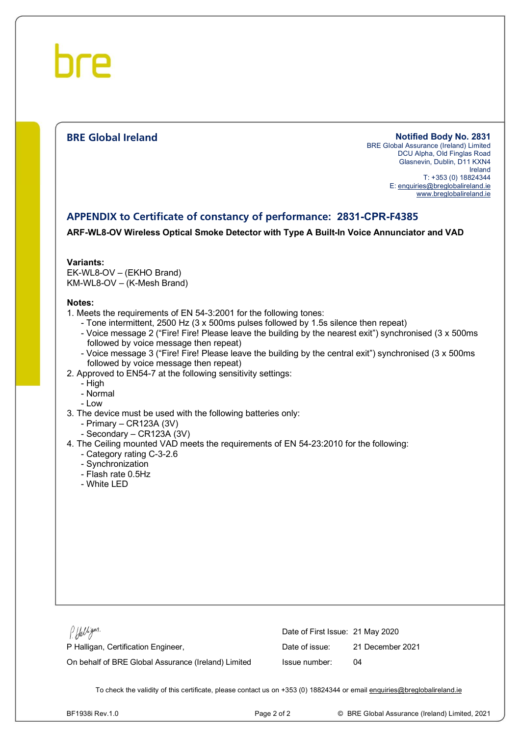bre

## BRE Global Ireland

**Notified Body No. 2831**
BRE Global Assurance (Ireland) Limited
DCU Alpha, Old Finglas Road
Glasnevin, Dublin, D11 KXN4
Ireland
T: +353 (0) 18824344
E: enquiries@breglobalireland.ie
www.breglobalireland.ie

## APPENDIX to Certificate of constancy of performance: 2831-CPR-F4385

**ARF-WL8-OV Wireless Optical Smoke Detector with Type A Built-In Voice Annunciator and VAD**

**Variants:**
EK-WL8-OV – (EKHO Brand)
KM-WL8-OV – (K-Mesh Brand)

**Notes:**

1. Meets the requirements of EN 54-3:2001 for the following tones:
   - Tone intermittent, 2500 Hz (3 x 500ms pulses followed by 1.5s silence then repeat)
   - Voice message 2 ("Fire! Fire! Please leave the building by the nearest exit") synchronised (3 x 500ms followed by voice message then repeat)
   - Voice message 3 ("Fire! Fire! Please leave the building by the central exit") synchronised (3 x 500ms followed by voice message then repeat)
2. Approved to EN54-7 at the following sensitivity settings:
   - High
   - Normal
   - Low
3. The device must be used with the following batteries only:
   - Primary – CR123A (3V)
   - Secondary – CR123A (3V)
4. The Ceiling mounted VAD meets the requirements of EN 54-23:2010 for the following:
   - Category rating C-3-2.6
   - Synchronization
   - Flash rate 0.5Hz
   - White LED

P Halligan, Certification Engineer,
On behalf of BRE Global Assurance (Ireland) Limited

Date of First Issue: 21 May 2020
Date of issue: 21 December 2021
Issue number: 04

To check the validity of this certificate, please contact us on +353 (0) 18824344 or email enquiries@breglobalireland.ie

BF1938i Rev.1.0

© BRE Global Assurance (Ireland) Limited, 2021